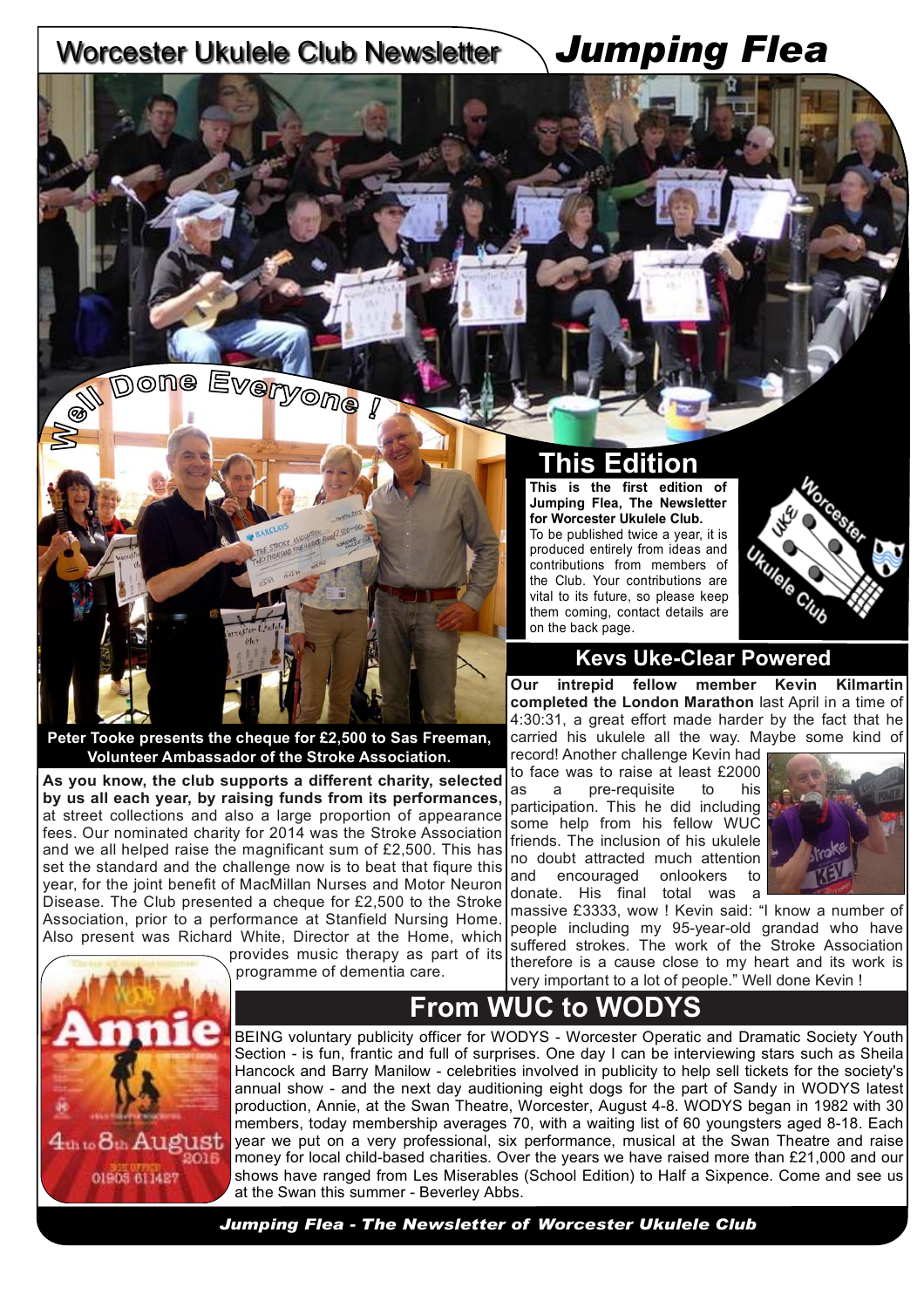# Worcester Ukulele Club Newsletter — *Jumping Flea*

**Well Done Everyone !**

**Peter Tooke presents the cheque for £2,500 to Sas Freeman, Volunteer Ambassador of the Stroke Association.**

**As you know, the club supports a different charity, selected by us all each year, by raising funds from its performances,** at street collections and also a large proportion of appearance fees. Our nominated charity for 2014 was the Stroke Association and we all helped raise the magnificant sum of £2,500. This has set the standard and the challenge now is to beat that fiqure this year, for the joint benefit of MacMillan Nurses and Motor Neuron Disease. The Club presented a cheque for £2,500 to the Stroke Association, prior to a performance at Stanfield Nursing Home. Also present was Richard White, Director at the Home, which provides music therapy as part of its programme of dementia care.

## This Edition

**This is the first edition of Jumping Flea, The Newsletter for Worcester Ukulele Club.** To be published twice a year, it is produced entirely from ideas and contributions from members of the Club. Your contributions are vital to its future, so please keep them coming, contact details are on the back page.

## Kevs Uke-Clear Powered

**Our intrepid fellow member Kevin Kilmartin completed the London Marathon** last April in a time of 4:30:31, a great effort made harder by the fact that he carried his ukulele all the way. Maybe some kind of record! Another challenge Kevin had to face was to raise at least £2000 as a pre-requisite to his participation. This he did including some help from his fellow WUC friends. The inclusion of his ukulele no doubt attracted much attention and encouraged onlookers to donate. His final total was a massive £3333, wow ! Kevin said: "I know a number of people including my 95-year-old grandad who have suffered strokes. The work of the Stroke Association therefore is a cause close to my heart and its work is very important to a lot of people." Well done Kevin !

## From WUC to WODYS

BEING voluntary publicity officer for WODYS - Worcester Operatic and Dramatic Society Youth Section - is fun, frantic and full of surprises. One day I can be interviewing stars such as Sheila Hancock and Barry Manilow - celebrities involved in publicity to help sell tickets for the society's annual show - and the next day auditioning eight dogs for the part of Sandy in WODYS latest production, Annie, at the Swan Theatre, Worcester, August 4-8. WODYS began in 1982 with 30 members, today membership averages 70, with a waiting list of 60 youngsters aged 8-18. Each year we put on a very professional, six performance, musical at the Swan Theatre and raise money for local child-based charities. Over the years we have raised more than £21,000 and our shows have ranged from Les Miserables (School Edition) to Half a Sixpence. Come and see us at the Swan this summer - Beverley Abbs.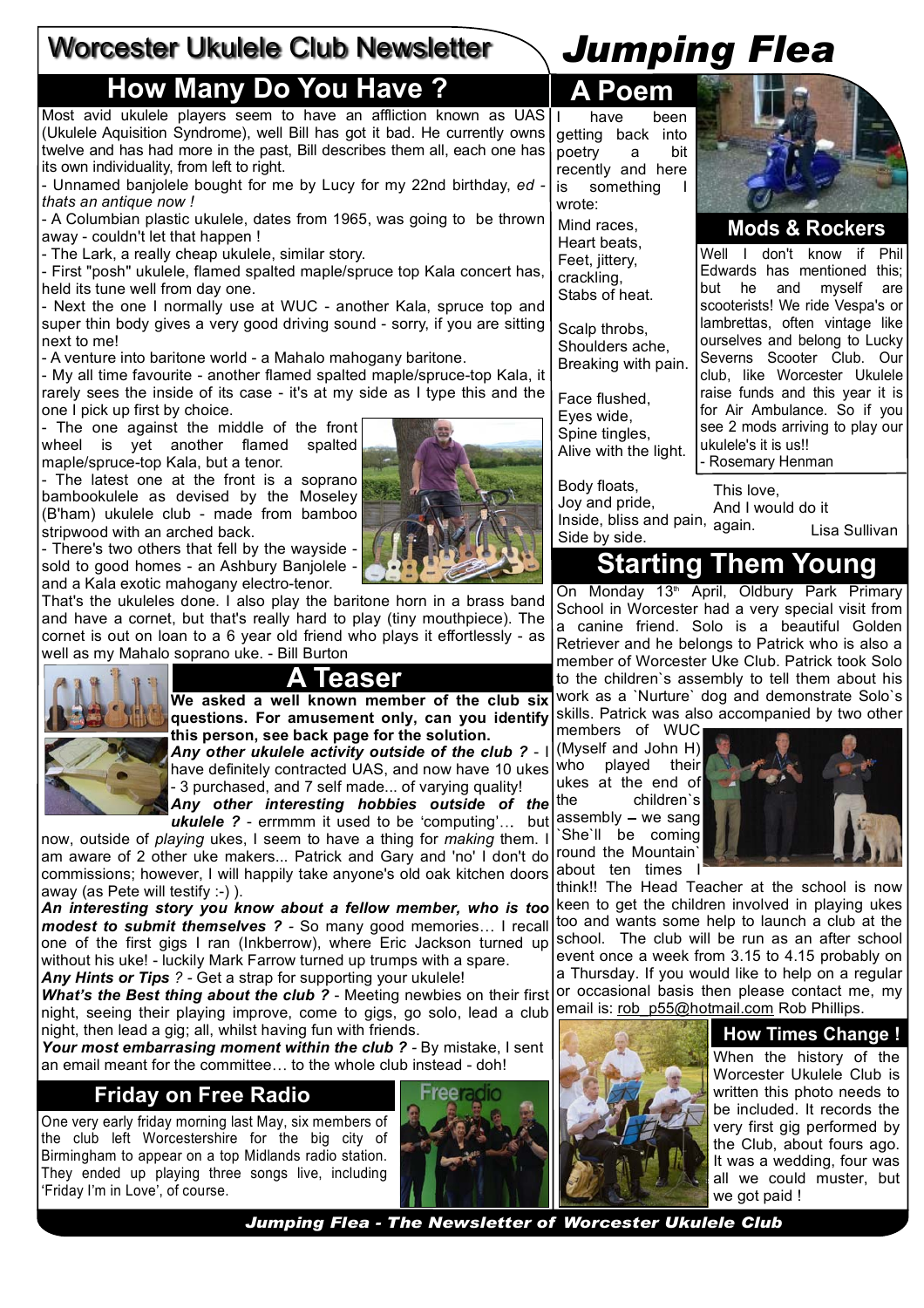# Worcester Ukulele Club Newsletter — *Jumping Flea*

## How Many Do You Have ?

Most avid ukulele players seem to have an affliction known as UAS (Ukulele Aquisition Syndrome), well Bill has got it bad. He currently owns twelve and has had more in the past, Bill describes them all, each one has its own individuality, from left to right.

- Unnamed banjolele bought for me by Lucy for my 22nd birthday, *ed - thats an antique now !*
- A Columbian plastic ukulele, dates from 1965, was going to be thrown away - couldn't let that happen !
- The Lark, a really cheap ukulele, similar story.
- First "posh" ukulele, flamed spalted maple/spruce top Kala concert has, held its tune well from day one.
- Next the one I normally use at WUC - another Kala, spruce top and super thin body gives a very good driving sound - sorry, if you are sitting next to me!
- A venture into baritone world - a Mahalo mahogany baritone.
- My all time favourite - another flamed spalted maple/spruce-top Kala, it rarely sees the inside of its case - it's at my side as I type this and the one I pick up first by choice.
- The one against the middle of the front wheel is yet another flamed spalted maple/spruce-top Kala, but a tenor.
- The latest one at the front is a soprano bambookulele as devised by the Moseley (B'ham) ukulele club - made from bamboo stripwood with an arched back.
- There's two others that fell by the wayside - sold to good homes - an Ashbury Banjolele - and a Kala exotic mahogany electro-tenor.

That's the ukuleles done. I also play the baritone horn in a brass band and have a cornet, but that's really hard to play (tiny mouthpiece). The cornet is out on loan to a 6 year old friend who plays it effortlessly - as well as my Mahalo soprano uke. - Bill Burton

## A Teaser

**We asked a well known member of the club six questions. For amusement only, can you identify this person, see back page for the solution.**

***Any other ukulele activity outside of the club ?*** - I have definitely contracted UAS, and now have 10 ukes - 3 purchased, and 7 self made... of varying quality!

***Any other interesting hobbies outside of the ukulele ?*** - errmmm it used to be 'computing'… but now, outside of *playing* ukes, I seem to have a thing for *making* them. I am aware of 2 other uke makers... Patrick and Gary and 'no' I don't do commissions; however, I will happily take anyone's old oak kitchen doors away (as Pete will testify :-) ).

***An interesting story you know about a fellow member, who is too modest to submit themselves ?*** - So many good memories… I recall one of the first gigs I ran (Inkberrow), where Eric Jackson turned up without his uke! - luckily Mark Farrow turned up trumps with a spare.

***Any Hints or Tips ?*** - Get a strap for supporting your ukulele!

***What's the Best thing about the club ?*** - Meeting newbies on their first night, seeing their playing improve, come to gigs, go solo, lead a club night, then lead a gig; all, whilst having fun with friends.

***Your most embarrassing moment within the club ?*** - By mistake, I sent an email meant for the committee… to the whole club instead - doh!

## Friday on Free Radio

One very early friday morning last May, six members of the club left Worcestershire for the big city of Birmingham to appear on a top Midlands radio station. They ended up playing three songs live, including 'Friday I'm in Love', of course.

## A Poem

I have been getting back into poetry a bit recently and here is something I wrote:

Mind races,  
Heart beats,  
Feet, jittery,  
crackling,  
Stabs of heat.

Scalp throbs,  
Shoulders ache,  
Breaking with pain.

Face flushed,  
Eyes wide,  
Spine tingles,  
Alive with the light.

Body floats,  
Joy and pride,  
Inside, bliss and pain,  
Side by side.

This love,  
And I would do it again.

Lisa Sullivan

## Mods & Rockers

Well I don't know if Phil Edwards has mentioned this; but he and myself are scooterists! We ride Vespa's or lambrettas, often vintage like ourselves and belong to Lucky Severns Scooter Club. Our club, like Worcester Ukulele club raise funds and this year it is for Air Ambulance. So if you see 2 mods arriving to play our ukulele's it is us!!

- Rosemary Henman

## Starting Them Young

On Monday 13th April, Oldbury Park Primary School in Worcester had a very special visit from a canine friend. Solo is a beautiful Golden Retriever and he belongs to Patrick who is also a member of Worcester Uke Club. Patrick took Solo to the children`s assembly to tell them about his work as a `Nurture` dog and demonstrate Solo`s skills. Patrick was also accompanied by two other members of WUC (Myself and John H) who played their ukes at the end of the children`s assembly – we sang `She`ll be coming round the Mountain` about ten times I think!! The Head Teacher at the school is now keen to get the children involved in playing ukes too and wants some help to launch a club at the school. The club will be run as an after school event once a week from 3.15 to 4.15 probably on a Thursday. If you would like to help on a regular or occasional basis then please contact me, my email is: rob_p55@hotmail.com Rob Phillips.

### How Times Change !

When the history of the Worcester Ukulele Club is written this photo needs to be included. It records the very first gig performed by the Club, about fours ago. It was a wedding, four was all we could muster, but we got paid !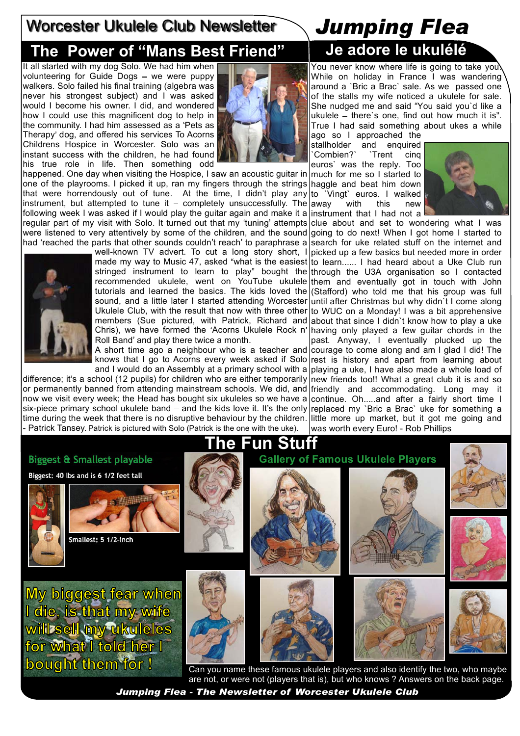# Worcester Ukulele Club Newsletter

# Jumping Flea

## The Power of "Mans Best Friend"

It all started with my dog Solo. We had him when volunteering for Guide Dogs – we were puppy walkers. Solo failed his final training (algebra was never his strongest subject) and I was asked would I become his owner. I did, and wondered how I could use this magnificent dog to help in the community. I had him assessed as a 'Pets as Therapy' dog, and offered his services To Acorns Childrens Hospice in Worcester. Solo was an instant success with the children, he had found his true role in life. Then something odd happened. One day when visiting the Hospice, I saw an acoustic guitar in one of the playrooms. I picked it up, ran my fingers through the strings that were horrendously out of tune. At the time, I didn't play any instrument, but attempted to tune it – completely unsuccessfully. The following week I was asked if I would play the guitar again and make it a regular part of my visit with Solo. It turned out that my 'tuning' attempts were listened to very attentively by some of the children, and the sound had 'reached the parts that other sounds couldn't reach' to paraphrase a well-known TV advert. To cut a long story short, I made my way to Music 47, asked "what is the easiest stringed instrument to learn to play" bought the recommended ukulele, went on YouTube ukulele tutorials and learned the basics. The kids loved the sound, and a little later I started attending Worcester Ukulele Club, with the result that now with three other members (Sue pictured, with Patrick, Richard and Chris), we have formed the 'Acorns Ukulele Rock n' Roll Band' and play there twice a month.

A short time ago a neighbour who is a teacher and knows that I go to Acorns every week asked if Solo and I would do an Assembly at a primary school with a difference; it's a school (12 pupils) for children who are either temporarily or permanently banned from attending mainstream schools. We did, and now we visit every week; the Head has bought six ukuleles so we have a six-piece primary school ukulele band – and the kids love it. It's the only time during the week that there is no disruptive behaviour by the children. - Patrick Tansey. Patrick is pictured with Solo (Patrick is the one with the uke).

## Je adore le ukulélé

You never know where life is going to take you. While on holiday in France I was wandering around a `Bric a Brac` sale. As we passed one of the stalls my wife noticed a ukulele for sale. She nudged me and said "You said you`d like a ukulele – there`s one, find out how much it is". True I had said something about ukes a while ago so I approached the stallholder and enquired `Combien?` `Trent cinq euros` was the reply. Too much for me so I started to haggle and beat him down to `Vingt` euros. I walked away with this new instrument that I had not a clue about and set to wondering what I was going to do next! When I got home I started to search for uke related stuff on the internet and picked up a few basics but needed more in order to learn...... I had heard about a Uke Club run through the U3A organisation so I contacted them and eventually got in touch with John (Stafford) who told me that his group was full until after Christmas but why didn`t I come along to WUC on a Monday! I was a bit apprehensive about that since I didn`t know how to play a uke having only played a few guitar chords in the past. Anyway, I eventually plucked up the courage to come along and am I glad I did! The rest is history and apart from learning about playing a uke, I have also made a whole load of new friends too!! What a great club it is and so friendly and accommodating. Long may it continue. Oh.....and after a fairly short time I replaced my `Bric a Brac` uke for something a little more up market, but it got me going and was worth every Euro! - Rob Phillips

## The Fun Stuff

### Biggest & Smallest playable

Biggest: 40 lbs and is 6 1/2 feet tall

Smallest: 5 1/2-inch

### Gallery of Famous Ukulele Players

My biggest fear when I die, is that my wife will sell my ukuleles for what I told her I bought them for !

Can you name these famous ukulele players and also identify the two, who maybe are not, or were not (players that is), but who knows ? Answers on the back page.

*Jumping Flea - The Newsletter of Worcester Ukulele Club*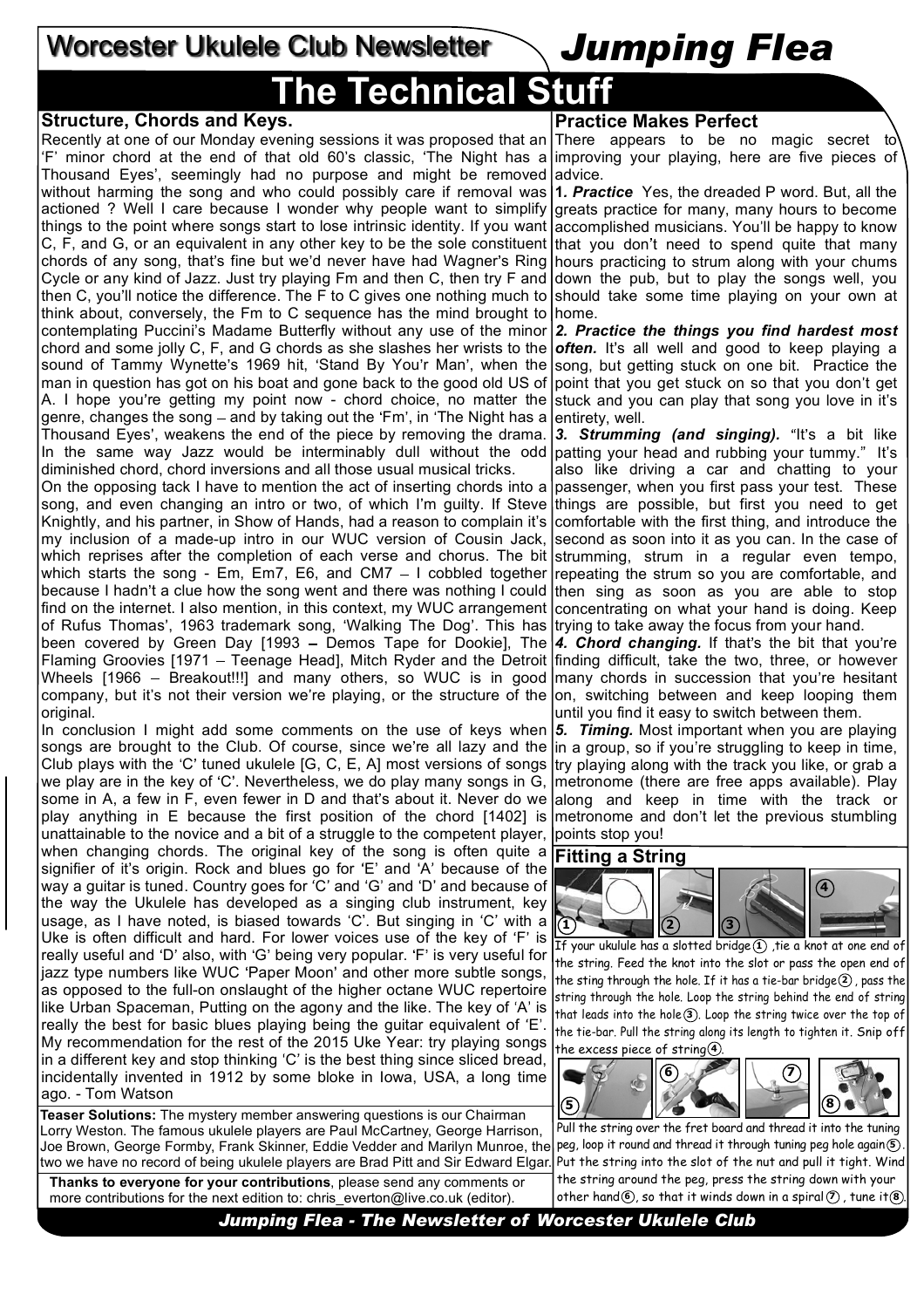# Worcester Ukulele Club Newsletter — *Jumping Flea*

# The Technical Stuff

## Structure, Chords and Keys.

Recently at one of our Monday evening sessions it was proposed that an 'F' minor chord at the end of that old 60's classic, 'The Night has a Thousand Eyes', seemingly had no purpose and might be removed without harming the song and who could possibly care if removal was actioned ? Well I care because I wonder why people want to simplify things to the point where songs start to lose intrinsic identity. If you want C, F, and G, or an equivalent in any other key to be the sole constituent chords of any song, that's fine but we'd never have had Wagner's Ring Cycle or any kind of Jazz. Just try playing Fm and then C, then try F and then C, you'll notice the difference. The F to C gives one nothing much to think about, conversely, the Fm to C sequence has the mind brought to contemplating Puccini's Madame Butterfly without any use of the minor chord and some jolly C, F, and G chords as she slashes her wrists to the sound of Tammy Wynette's 1969 hit, 'Stand By You'r Man', when the man in question has got on his boat and gone back to the good old US of A. I hope you're getting my point now - chord choice, no matter the genre, changes the song – and by taking out the 'Fm', in 'The Night has a Thousand Eyes', weakens the end of the piece by removing the drama. In the same way Jazz would be interminably dull without the odd diminished chord, chord inversions and all those usual musical tricks.

On the opposing tack I have to mention the act of inserting chords into a song, and even changing an intro or two, of which I'm guilty. If Steve Knightly, and his partner, in Show of Hands, had a reason to complain it's my inclusion of a made-up intro in our WUC version of Cousin Jack, which reprises after the completion of each verse and chorus. The bit which starts the song - Em, Em7, E6, and CM7 – I cobbled together because I hadn't a clue how the song went and there was nothing I could find on the internet. I also mention, in this context, my WUC arrangement of Rufus Thomas', 1963 trademark song, 'Walking The Dog'. This has been covered by Green Day [1993 – Demos Tape for Dookie], The Flaming Groovies [1971 – Teenage Head], Mitch Ryder and the Detroit Wheels [1966 – Breakout!!!] and many others, so WUC is in good company, but it's not their version we're playing, or the structure of the original.

In conclusion I might add some comments on the use of keys when songs are brought to the Club. Of course, since we're all lazy and the Club plays with the 'C' tuned ukulele [G, C, E, A] most versions of songs we play are in the key of 'C'. Nevertheless, we do play many songs in G, some in A, a few in F, even fewer in D and that's about it. Never do we play anything in E because the first position of the chord [1402] is unattainable to the novice and a bit of a struggle to the competent player, when changing chords. The original key of the song is often quite a signifier of it's origin. Rock and blues go for 'E' and 'A' because of the way a guitar is tuned. Country goes for 'C' and 'G' and 'D' and because of the way the Ukulele has developed as a singing club instrument, key usage, as I have noted, is biased towards 'C'. But singing in 'C' with a Uke is often difficult and hard. For lower voices use of the key of 'F' is really useful and 'D' also, with 'G' being very popular. 'F' is very useful for jazz type numbers like WUC 'Paper Moon' and other more subtle songs, as opposed to the full-on onslaught of the higher octane WUC repertoire like Urban Spaceman, Putting on the agony and the like. The key of 'A' is really the best for basic blues playing being the guitar equivalent of 'E'. My recommendation for the rest of the 2015 Uke Year: try playing songs in a different key and stop thinking 'C' is the best thing since sliced bread, incidentally invented in 1912 by some bloke in Iowa, USA, a long time ago. - Tom Watson

**Teaser Solutions:** The mystery member answering questions is our Chairman Lorry Weston. The famous ukulele players are Paul McCartney, George Harrison, Joe Brown, George Formby, Frank Skinner, Eddie Vedder and Marilyn Munroe, the two we have no record of being ukulele players are Brad Pitt and Sir Edward Elgar.

**Thanks to everyone for your contributions**, please send any comments or more contributions for the next edition to: chris_everton@live.co.uk (editor).

## Practice Makes Perfect

There appears to be no magic secret to improving your playing, here are five pieces of advice.

**1.** ***Practice*** Yes, the dreaded P word. But, all the greats practice for many, many hours to become accomplished musicians. You'll be happy to know that you don't need to spend quite that many hours practicing to strum along with your chums down the pub, but to play the songs well, you should take some time playing on your own at home.

***2. Practice the things you find hardest most often.*** It's all well and good to keep playing a song, but getting stuck on one bit. Practice the point that you get stuck on so that you don't get stuck and you can play that song you love in it's entirety, well.

***3. Strumming (and singing).*** "It's a bit like patting your head and rubbing your tummy." It's also like driving a car and chatting to your passenger, when you first pass your test. These things are possible, but first you need to get comfortable with the first thing, and introduce the second as soon into it as you can. In the case of strumming, strum in a regular even tempo, repeating the strum so you are comfortable, and then sing as soon as you are able to stop concentrating on what your hand is doing. Keep trying to take away the focus from your hand.

***4. Chord changing.*** If that's the bit that you're finding difficult, take the two, three, or however many chords in succession that you're hesitant on, switching between and keep looping them until you find it easy to switch between them.

***5. Timing.*** Most important when you are playing in a group, so if you're struggling to keep in time, try playing along with the track you like, or grab a metronome (there are free apps available). Play along and keep in time with the track or metronome and don't let the previous stumbling points stop you!

## Fitting a String

If your ukulele has a slotted bridge ①, tie a knot at one end of the string. Feed the knot into the slot or pass the open end of the sting through the hole. If it has a tie-bar bridge ②, pass the string through the hole. Loop the string behind the end of string that leads into the hole ③. Loop the string twice over the top of the tie-bar. Pull the string along its length to tighten it. Snip off the excess piece of string ④.

Pull the string over the fret board and thread it into the tuning peg, loop it round and thread it through tuning peg hole again ⑤. Put the string into the slot of the nut and pull it tight. Wind the string around the peg, press the string down with your other hand ⑥, so that it winds down in a spiral ⑦, tune it ⑧.

*Jumping Flea - The Newsletter of Worcester Ukulele Club*